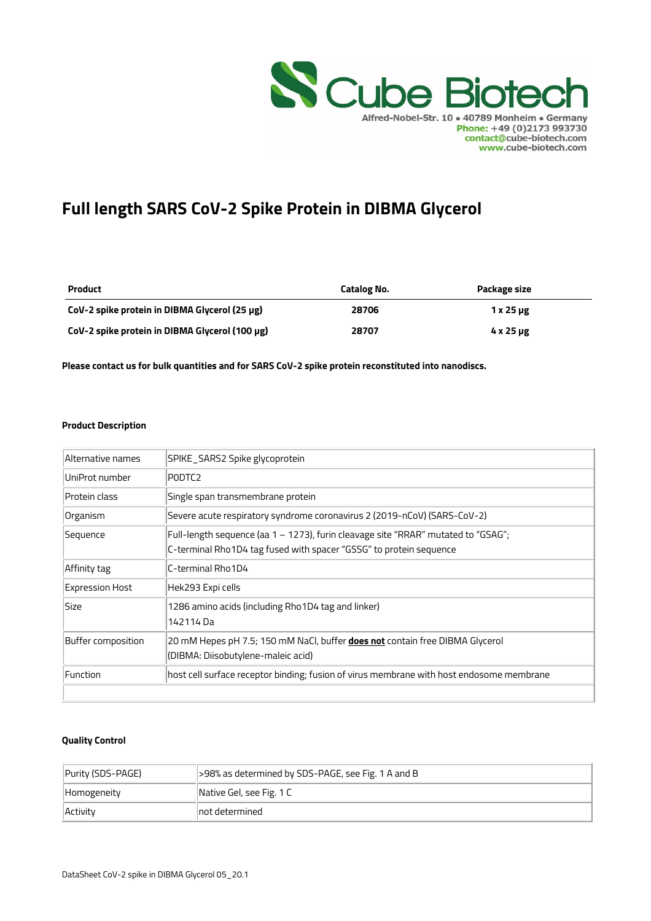Cube Biotech
Alfred-Nobel-Str. 10 • 40789 Monheim • Germany
Phone: +49 (0)2173 993730
contact@cube-biotech.com
www.cube-biotech.com

# Full length SARS CoV-2 Spike Protein in DIBMA Glycerol

| Product | Catalog No. | Package size |
|---|---|---|
| **CoV-2 spike protein in DIBMA Glycerol (25 µg)** | **28706** | **1 x 25 µg** |
| **CoV-2 spike protein in DIBMA Glycerol (100 µg)** | **28707** | **4 x 25 µg** |

**Please contact us for bulk quantities and for SARS CoV-2 spike protein reconstituted into nanodiscs.**

### Product Description

| | |
|---|---|
| Alternative names | SPIKE_SARS2 Spike glycoprotein |
| UniProt number | P0DTC2 |
| Protein class | Single span transmembrane protein |
| Organism | Severe acute respiratory syndrome coronavirus 2 (2019-nCoV) (SARS-CoV-2) |
| Sequence | Full-length sequence (aa 1 – 1273), furin cleavage site "RRAR" mutated to "GSAG"; C-terminal Rho1D4 tag fused with spacer "GSSG" to protein sequence |
| Affinity tag | C-terminal Rho1D4 |
| Expression Host | Hek293 Expi cells |
| Size | 1286 amino acids (including Rho1D4 tag and linker) 142114 Da |
| Buffer composition | 20 mM Hepes pH 7.5; 150 mM NaCl, buffer **does not** contain free DIBMA Glycerol (DIBMA: Diisobutylene-maleic acid) |
| Function | host cell surface receptor binding; fusion of virus membrane with host endosome membrane |
| | |

### Quality Control

| | |
|---|---|
| Purity (SDS-PAGE) | >98% as determined by SDS-PAGE, see Fig. 1 A and B |
| Homogeneity | Native Gel, see Fig. 1 C |
| Activity | not determined |

DataSheet CoV-2 spike in DIBMA Glycerol 05_20.1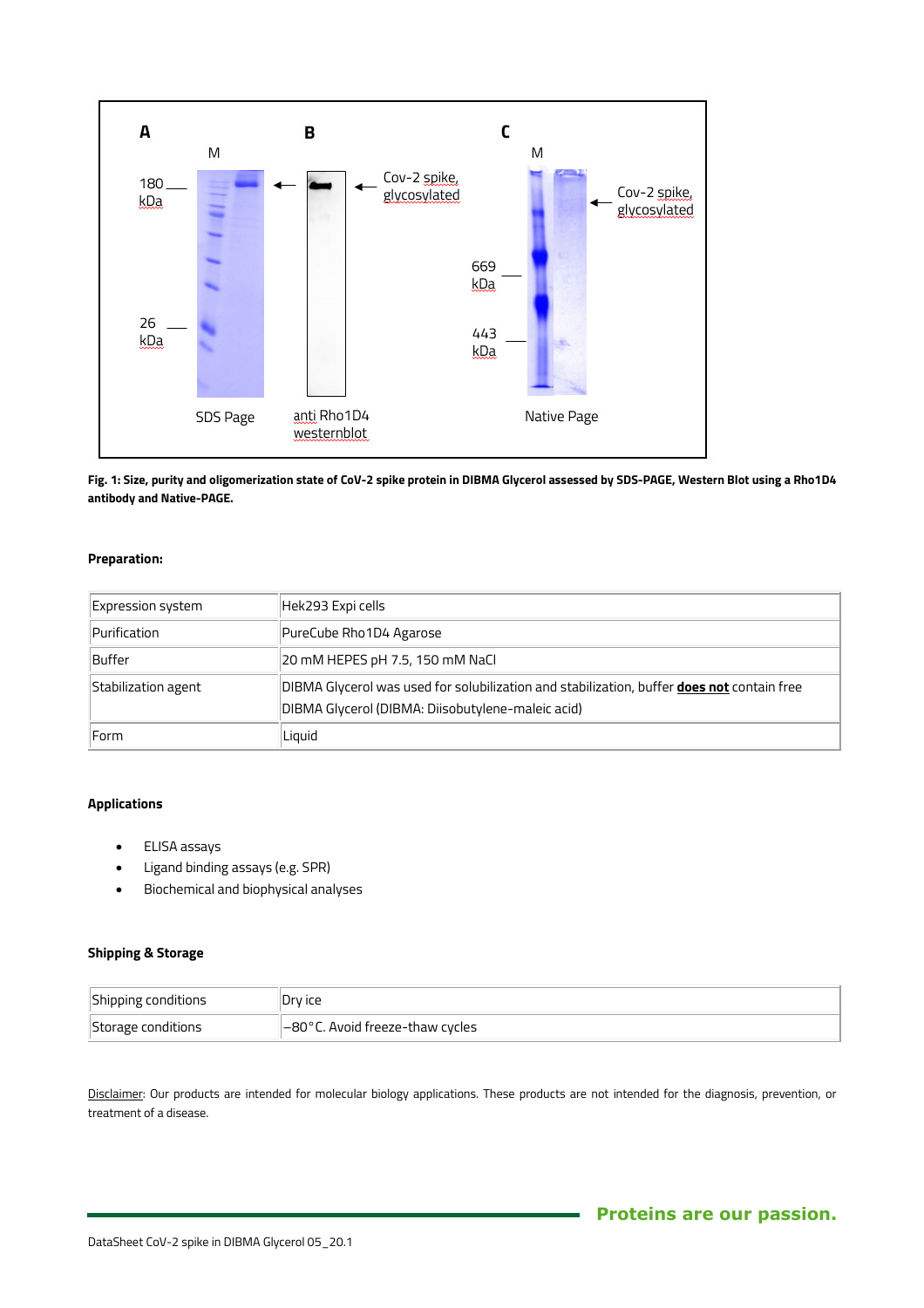A

M

180 kDa

26 kDa

SDS Page

B

Cov-2 spike, glycosylated

anti Rho1D4 westernblot

C

M

Cov-2 spike, glycosylated

669 kDa

443 kDa

Native Page

**Fig. 1: Size, purity and oligomerization state of CoV-2 spike protein in DIBMA Glycerol assessed by SDS-PAGE, Western Blot using a Rho1D4 antibody and Native-PAGE.**

**Preparation:**

| | |
|---|---|
| Expression system | Hek293 Expi cells |
| Purification | PureCube Rho1D4 Agarose |
| Buffer | 20 mM HEPES pH 7.5, 150 mM NaCl |
| Stabilization agent | DIBMA Glycerol was used for solubilization and stabilization, buffer **does not** contain free DIBMA Glycerol (DIBMA: Diisobutylene-maleic acid) |
| Form | Liquid |

**Applications**

- ELISA assays
- Ligand binding assays (e.g. SPR)
- Biochemical and biophysical analyses

**Shipping & Storage**

| | |
|---|---|
| Shipping conditions | Dry ice |
| Storage conditions | −80°C. Avoid freeze-thaw cycles |

Disclaimer: Our products are intended for molecular biology applications. These products are not intended for the diagnosis, prevention, or treatment of a disease.

**Proteins are our passion.**

DataSheet CoV-2 spike in DIBMA Glycerol 05_20.1